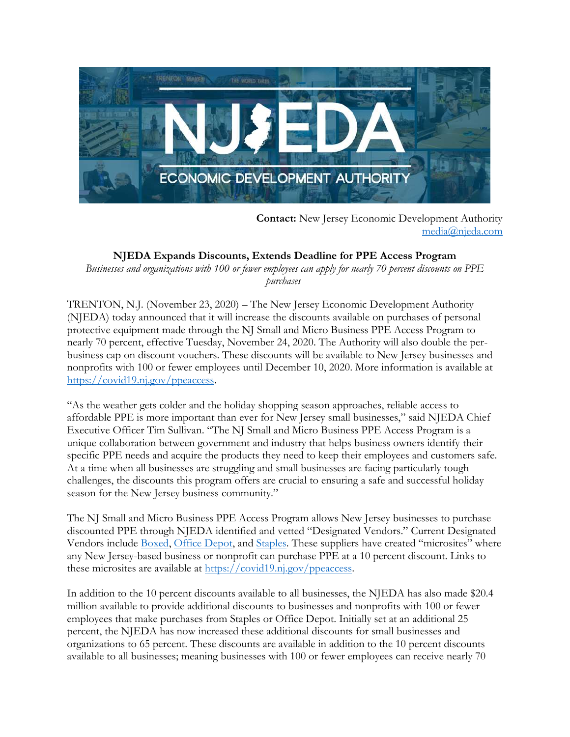**Contact:** New Jersey Economic Development Authority
media@njeda.com

# NJEDA Expands Discounts, Extends Deadline for PPE Access Program

*Businesses and organizations with 100 or fewer employees can apply for nearly 70 percent discounts on PPE purchases*

TRENTON, N.J. (November 23, 2020) – The New Jersey Economic Development Authority (NJEDA) today announced that it will increase the discounts available on purchases of personal protective equipment made through the NJ Small and Micro Business PPE Access Program to nearly 70 percent, effective Tuesday, November 24, 2020. The Authority will also double the per-business cap on discount vouchers. These discounts will be available to New Jersey businesses and nonprofits with 100 or fewer employees until December 10, 2020. More information is available at https://covid19.nj.gov/ppeaccess.

"As the weather gets colder and the holiday shopping season approaches, reliable access to affordable PPE is more important than ever for New Jersey small businesses," said NJEDA Chief Executive Officer Tim Sullivan. "The NJ Small and Micro Business PPE Access Program is a unique collaboration between government and industry that helps business owners identify their specific PPE needs and acquire the products they need to keep their employees and customers safe. At a time when all businesses are struggling and small businesses are facing particularly tough challenges, the discounts this program offers are crucial to ensuring a safe and successful holiday season for the New Jersey business community."

The NJ Small and Micro Business PPE Access Program allows New Jersey businesses to purchase discounted PPE through NJEDA identified and vetted "Designated Vendors." Current Designated Vendors include Boxed, Office Depot, and Staples. These suppliers have created "microsites" where any New Jersey-based business or nonprofit can purchase PPE at a 10 percent discount. Links to these microsites are available at https://covid19.nj.gov/ppeaccess.

In addition to the 10 percent discounts available to all businesses, the NJEDA has also made $20.4 million available to provide additional discounts to businesses and nonprofits with 100 or fewer employees that make purchases from Staples or Office Depot. Initially set at an additional 25 percent, the NJEDA has now increased these additional discounts for small businesses and organizations to 65 percent. These discounts are available in addition to the 10 percent discounts available to all businesses; meaning businesses with 100 or fewer employees can receive nearly 70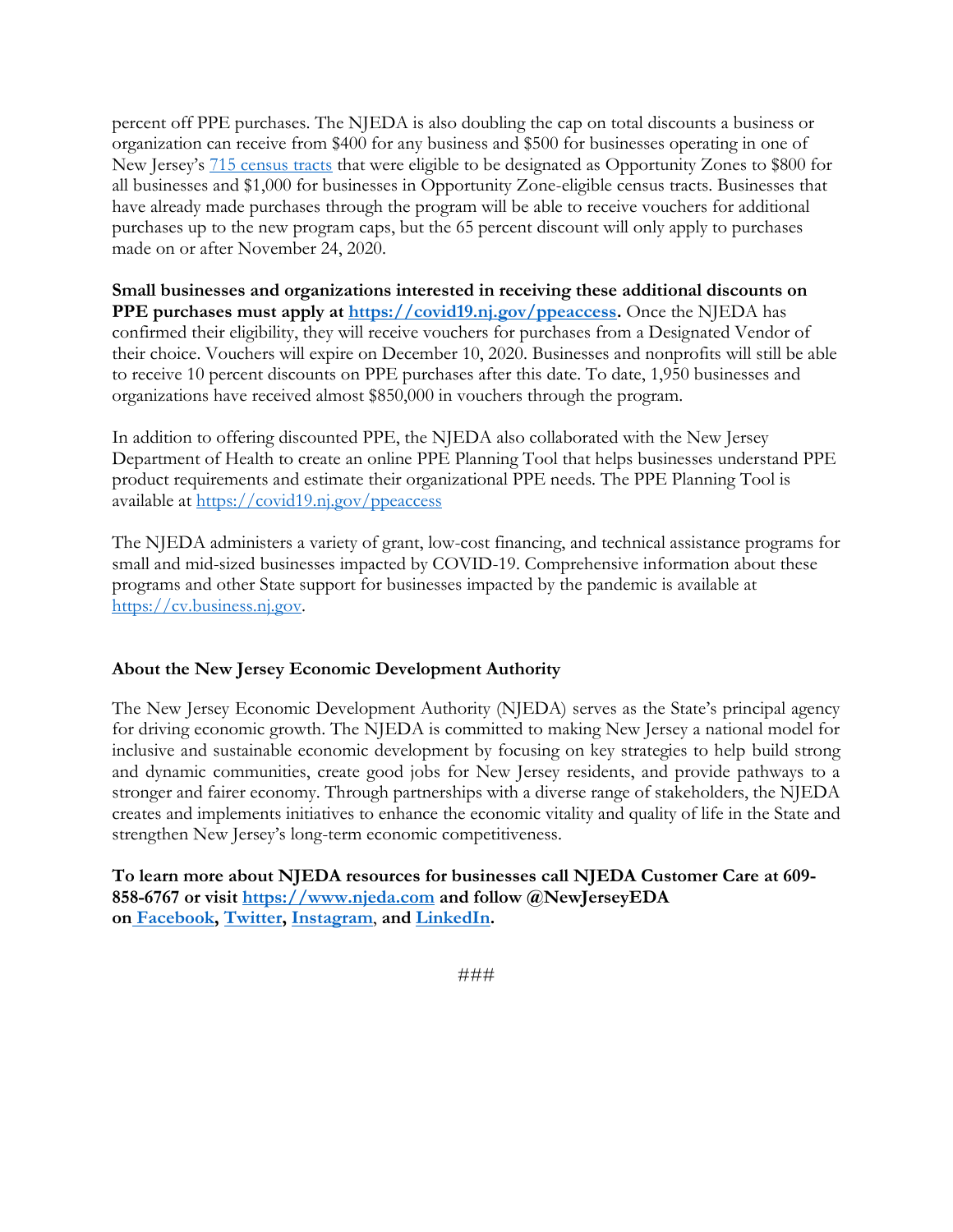percent off PPE purchases. The NJEDA is also doubling the cap on total discounts a business or organization can receive from $400 for any business and $500 for businesses operating in one of New Jersey's 715 census tracts that were eligible to be designated as Opportunity Zones to $800 for all businesses and $1,000 for businesses in Opportunity Zone-eligible census tracts. Businesses that have already made purchases through the program will be able to receive vouchers for additional purchases up to the new program caps, but the 65 percent discount will only apply to purchases made on or after November 24, 2020.

**Small businesses and organizations interested in receiving these additional discounts on PPE purchases must apply at https://covid19.nj.gov/ppeaccess.** Once the NJEDA has confirmed their eligibility, they will receive vouchers for purchases from a Designated Vendor of their choice. Vouchers will expire on December 10, 2020. Businesses and nonprofits will still be able to receive 10 percent discounts on PPE purchases after this date. To date, 1,950 businesses and organizations have received almost $850,000 in vouchers through the program.

In addition to offering discounted PPE, the NJEDA also collaborated with the New Jersey Department of Health to create an online PPE Planning Tool that helps businesses understand PPE product requirements and estimate their organizational PPE needs. The PPE Planning Tool is available at https://covid19.nj.gov/ppeaccess

The NJEDA administers a variety of grant, low-cost financing, and technical assistance programs for small and mid-sized businesses impacted by COVID-19. Comprehensive information about these programs and other State support for businesses impacted by the pandemic is available at https://cv.business.nj.gov.

**About the New Jersey Economic Development Authority**

The New Jersey Economic Development Authority (NJEDA) serves as the State's principal agency for driving economic growth. The NJEDA is committed to making New Jersey a national model for inclusive and sustainable economic development by focusing on key strategies to help build strong and dynamic communities, create good jobs for New Jersey residents, and provide pathways to a stronger and fairer economy. Through partnerships with a diverse range of stakeholders, the NJEDA creates and implements initiatives to enhance the economic vitality and quality of life in the State and strengthen New Jersey's long-term economic competitiveness.

**To learn more about NJEDA resources for businesses call NJEDA Customer Care at 609-858-6767 or visit https://www.njeda.com and follow @NewJerseyEDA on Facebook, Twitter, Instagram, and LinkedIn.**

###